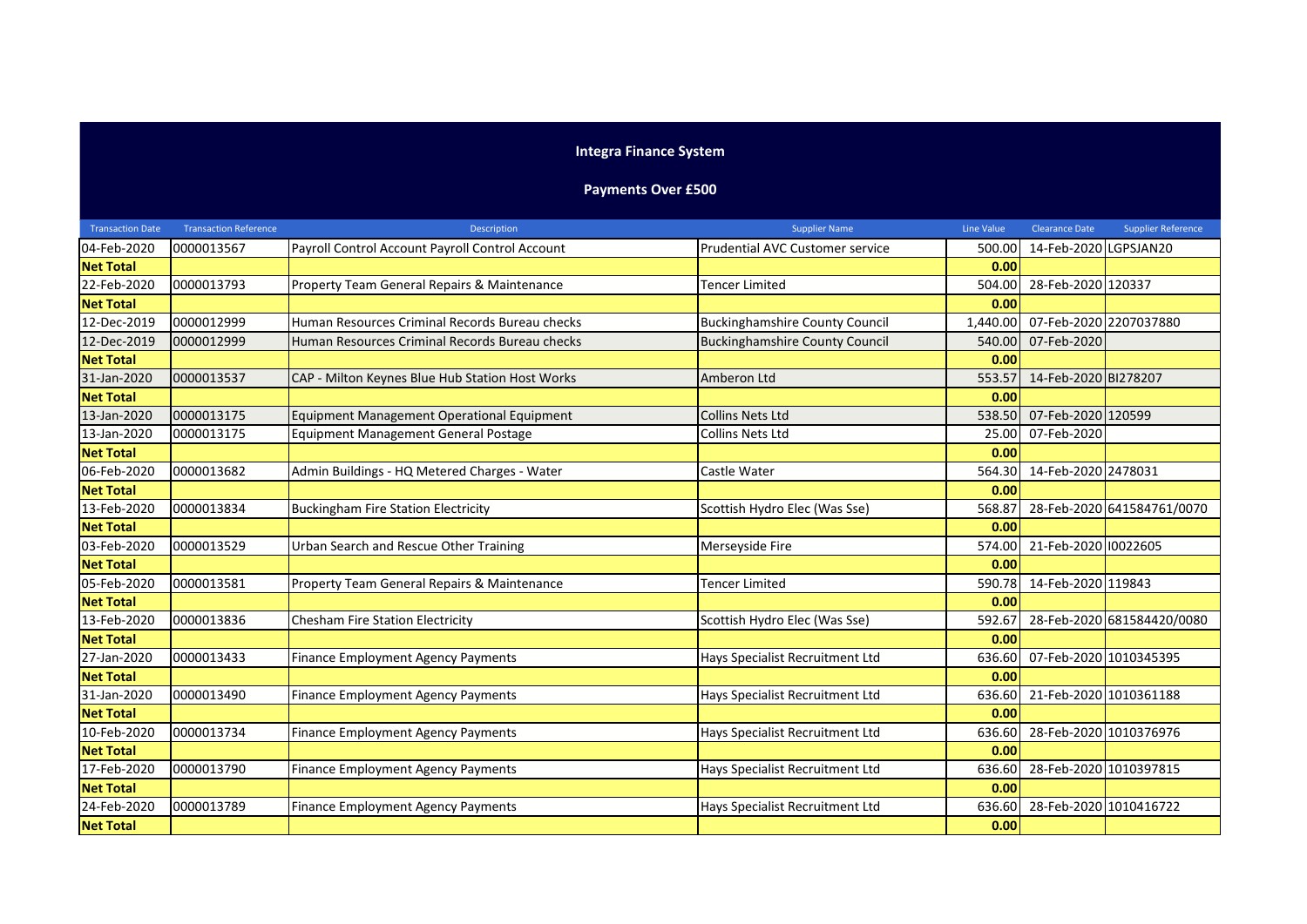## Integra Finance System

### Payments Over £500

| Transaction Date | Transaction Reference | Description | Supplier Name | Line Value | Clearance Date | Supplier Reference |
|---|---|---|---|---|---|---|
| 04-Feb-2020 | 0000013567 | Payroll Control Account Payroll Control Account | Prudential AVC Customer service | 500.00 | 14-Feb-2020 | LGPSJAN20 |
| **Net Total** | | | | **0.00** | | |
| 22-Feb-2020 | 0000013793 | Property Team General Repairs & Maintenance | Tencer Limited | 504.00 | 28-Feb-2020 | 120337 |
| **Net Total** | | | | **0.00** | | |
| 12-Dec-2019 | 0000012999 | Human Resources Criminal Records Bureau checks | Buckinghamshire County Council | 1,440.00 | 07-Feb-2020 | 2207037880 |
| 12-Dec-2019 | 0000012999 | Human Resources Criminal Records Bureau checks | Buckinghamshire County Council | 540.00 | 07-Feb-2020 | |
| **Net Total** | | | | **0.00** | | |
| 31-Jan-2020 | 0000013537 | CAP - Milton Keynes Blue Hub Station Host Works | Amberon Ltd | 553.57 | 14-Feb-2020 | BI278207 |
| **Net Total** | | | | **0.00** | | |
| 13-Jan-2020 | 0000013175 | Equipment Management Operational Equipment | Collins Nets Ltd | 538.50 | 07-Feb-2020 | 120599 |
| 13-Jan-2020 | 0000013175 | Equipment Management General Postage | Collins Nets Ltd | 25.00 | 07-Feb-2020 | |
| **Net Total** | | | | **0.00** | | |
| 06-Feb-2020 | 0000013682 | Admin Buildings - HQ Metered Charges - Water | Castle Water | 564.30 | 14-Feb-2020 | 2478031 |
| **Net Total** | | | | **0.00** | | |
| 13-Feb-2020 | 0000013834 | Buckingham Fire Station Electricity | Scottish Hydro Elec (Was Sse) | 568.87 | 28-Feb-2020 | 641584761/0070 |
| **Net Total** | | | | **0.00** | | |
| 03-Feb-2020 | 0000013529 | Urban Search and Rescue Other Training | Merseyside Fire | 574.00 | 21-Feb-2020 | I0022605 |
| **Net Total** | | | | **0.00** | | |
| 05-Feb-2020 | 0000013581 | Property Team General Repairs & Maintenance | Tencer Limited | 590.78 | 14-Feb-2020 | 119843 |
| **Net Total** | | | | **0.00** | | |
| 13-Feb-2020 | 0000013836 | Chesham Fire Station Electricity | Scottish Hydro Elec (Was Sse) | 592.67 | 28-Feb-2020 | 681584420/0080 |
| **Net Total** | | | | **0.00** | | |
| 27-Jan-2020 | 0000013433 | Finance Employment Agency Payments | Hays Specialist Recruitment Ltd | 636.60 | 07-Feb-2020 | 1010345395 |
| **Net Total** | | | | **0.00** | | |
| 31-Jan-2020 | 0000013490 | Finance Employment Agency Payments | Hays Specialist Recruitment Ltd | 636.60 | 21-Feb-2020 | 1010361188 |
| **Net Total** | | | | **0.00** | | |
| 10-Feb-2020 | 0000013734 | Finance Employment Agency Payments | Hays Specialist Recruitment Ltd | 636.60 | 28-Feb-2020 | 1010376976 |
| **Net Total** | | | | **0.00** | | |
| 17-Feb-2020 | 0000013790 | Finance Employment Agency Payments | Hays Specialist Recruitment Ltd | 636.60 | 28-Feb-2020 | 1010397815 |
| **Net Total** | | | | **0.00** | | |
| 24-Feb-2020 | 0000013789 | Finance Employment Agency Payments | Hays Specialist Recruitment Ltd | 636.60 | 28-Feb-2020 | 1010416722 |
| **Net Total** | | | | **0.00** | | |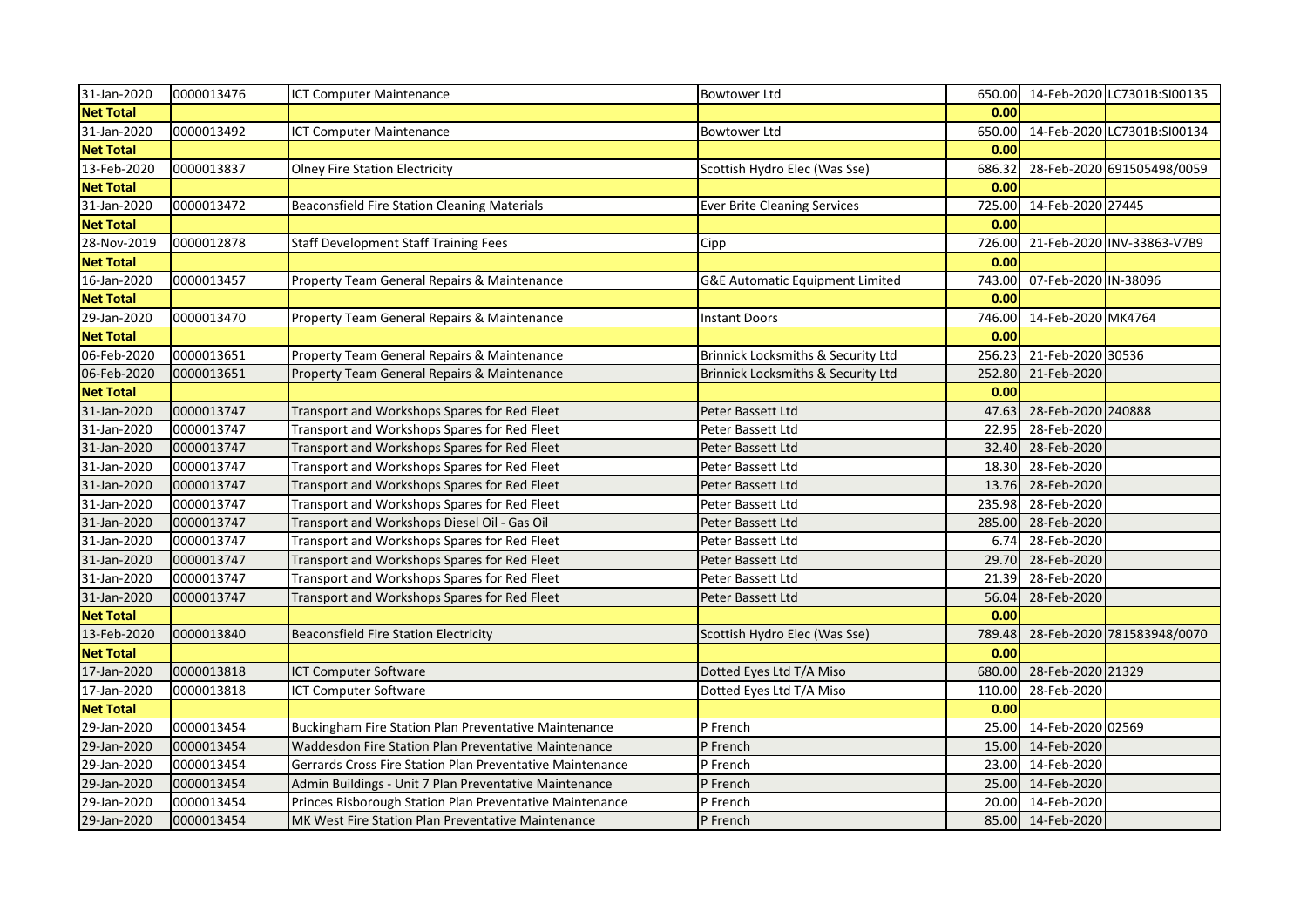| | | | | | | |
|---|---|---|---|---|---|---|
| 31-Jan-2020 | 0000013476 | ICT Computer Maintenance | Bowtower Ltd | 650.00 | 14-Feb-2020 | LC7301B:SI00135 |
| **Net Total** | | | | **0.00** | | |
| 31-Jan-2020 | 0000013492 | ICT Computer Maintenance | Bowtower Ltd | 650.00 | 14-Feb-2020 | LC7301B:SI00134 |
| **Net Total** | | | | **0.00** | | |
| 13-Feb-2020 | 0000013837 | Olney Fire Station Electricity | Scottish Hydro Elec (Was Sse) | 686.32 | 28-Feb-2020 | 691505498/0059 |
| **Net Total** | | | | **0.00** | | |
| 31-Jan-2020 | 0000013472 | Beaconsfield Fire Station Cleaning Materials | Ever Brite Cleaning Services | 725.00 | 14-Feb-2020 | 27445 |
| **Net Total** | | | | **0.00** | | |
| 28-Nov-2019 | 0000012878 | Staff Development Staff Training Fees | Cipp | 726.00 | 21-Feb-2020 | INV-33863-V7B9 |
| **Net Total** | | | | **0.00** | | |
| 16-Jan-2020 | 0000013457 | Property Team General Repairs & Maintenance | G&E Automatic Equipment Limited | 743.00 | 07-Feb-2020 | IN-38096 |
| **Net Total** | | | | **0.00** | | |
| 29-Jan-2020 | 0000013470 | Property Team General Repairs & Maintenance | Instant Doors | 746.00 | 14-Feb-2020 | MK4764 |
| **Net Total** | | | | **0.00** | | |
| 06-Feb-2020 | 0000013651 | Property Team General Repairs & Maintenance | Brinnick Locksmiths & Security Ltd | 256.23 | 21-Feb-2020 | 30536 |
| 06-Feb-2020 | 0000013651 | Property Team General Repairs & Maintenance | Brinnick Locksmiths & Security Ltd | 252.80 | 21-Feb-2020 | |
| **Net Total** | | | | **0.00** | | |
| 31-Jan-2020 | 0000013747 | Transport and Workshops Spares for Red Fleet | Peter Bassett Ltd | 47.63 | 28-Feb-2020 | 240888 |
| 31-Jan-2020 | 0000013747 | Transport and Workshops Spares for Red Fleet | Peter Bassett Ltd | 22.95 | 28-Feb-2020 | |
| 31-Jan-2020 | 0000013747 | Transport and Workshops Spares for Red Fleet | Peter Bassett Ltd | 32.40 | 28-Feb-2020 | |
| 31-Jan-2020 | 0000013747 | Transport and Workshops Spares for Red Fleet | Peter Bassett Ltd | 18.30 | 28-Feb-2020 | |
| 31-Jan-2020 | 0000013747 | Transport and Workshops Spares for Red Fleet | Peter Bassett Ltd | 13.76 | 28-Feb-2020 | |
| 31-Jan-2020 | 0000013747 | Transport and Workshops Spares for Red Fleet | Peter Bassett Ltd | 235.98 | 28-Feb-2020 | |
| 31-Jan-2020 | 0000013747 | Transport and Workshops Diesel Oil - Gas Oil | Peter Bassett Ltd | 285.00 | 28-Feb-2020 | |
| 31-Jan-2020 | 0000013747 | Transport and Workshops Spares for Red Fleet | Peter Bassett Ltd | 6.74 | 28-Feb-2020 | |
| 31-Jan-2020 | 0000013747 | Transport and Workshops Spares for Red Fleet | Peter Bassett Ltd | 29.70 | 28-Feb-2020 | |
| 31-Jan-2020 | 0000013747 | Transport and Workshops Spares for Red Fleet | Peter Bassett Ltd | 21.39 | 28-Feb-2020 | |
| 31-Jan-2020 | 0000013747 | Transport and Workshops Spares for Red Fleet | Peter Bassett Ltd | 56.04 | 28-Feb-2020 | |
| **Net Total** | | | | **0.00** | | |
| 13-Feb-2020 | 0000013840 | Beaconsfield Fire Station Electricity | Scottish Hydro Elec (Was Sse) | 789.48 | 28-Feb-2020 | 781583948/0070 |
| **Net Total** | | | | **0.00** | | |
| 17-Jan-2020 | 0000013818 | ICT Computer Software | Dotted Eyes Ltd T/A Miso | 680.00 | 28-Feb-2020 | 21329 |
| 17-Jan-2020 | 0000013818 | ICT Computer Software | Dotted Eyes Ltd T/A Miso | 110.00 | 28-Feb-2020 | |
| **Net Total** | | | | **0.00** | | |
| 29-Jan-2020 | 0000013454 | Buckingham Fire Station Plan Preventative Maintenance | P French | 25.00 | 14-Feb-2020 | 02569 |
| 29-Jan-2020 | 0000013454 | Waddesdon Fire Station Plan Preventative Maintenance | P French | 15.00 | 14-Feb-2020 | |
| 29-Jan-2020 | 0000013454 | Gerrards Cross Fire Station Plan Preventative Maintenance | P French | 23.00 | 14-Feb-2020 | |
| 29-Jan-2020 | 0000013454 | Admin Buildings - Unit 7 Plan Preventative Maintenance | P French | 25.00 | 14-Feb-2020 | |
| 29-Jan-2020 | 0000013454 | Princes Risborough Station Plan Preventative Maintenance | P French | 20.00 | 14-Feb-2020 | |
| 29-Jan-2020 | 0000013454 | MK West Fire Station Plan Preventative Maintenance | P French | 85.00 | 14-Feb-2020 | |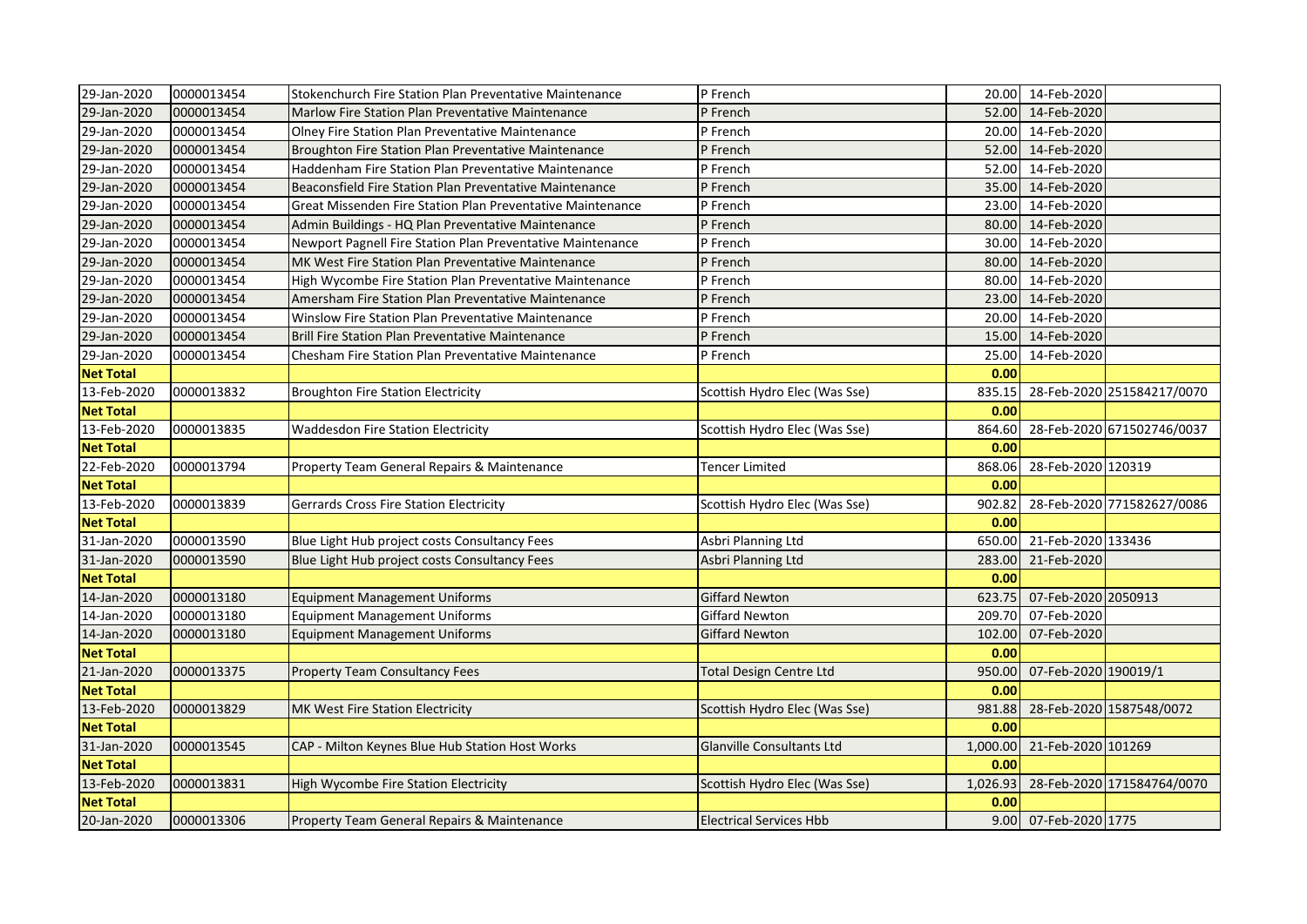| | | | | | | |
|---|---|---|---|---|---|---|
| 29-Jan-2020 | 0000013454 | Stokenchurch Fire Station Plan Preventative Maintenance | P French | 20.00 | 14-Feb-2020 | |
| 29-Jan-2020 | 0000013454 | Marlow Fire Station Plan Preventative Maintenance | P French | 52.00 | 14-Feb-2020 | |
| 29-Jan-2020 | 0000013454 | Olney Fire Station Plan Preventative Maintenance | P French | 20.00 | 14-Feb-2020 | |
| 29-Jan-2020 | 0000013454 | Broughton Fire Station Plan Preventative Maintenance | P French | 52.00 | 14-Feb-2020 | |
| 29-Jan-2020 | 0000013454 | Haddenham Fire Station Plan Preventative Maintenance | P French | 52.00 | 14-Feb-2020 | |
| 29-Jan-2020 | 0000013454 | Beaconsfield Fire Station Plan Preventative Maintenance | P French | 35.00 | 14-Feb-2020 | |
| 29-Jan-2020 | 0000013454 | Great Missenden Fire Station Plan Preventative Maintenance | P French | 23.00 | 14-Feb-2020 | |
| 29-Jan-2020 | 0000013454 | Admin Buildings - HQ Plan Preventative Maintenance | P French | 80.00 | 14-Feb-2020 | |
| 29-Jan-2020 | 0000013454 | Newport Pagnell Fire Station Plan Preventative Maintenance | P French | 30.00 | 14-Feb-2020 | |
| 29-Jan-2020 | 0000013454 | MK West Fire Station Plan Preventative Maintenance | P French | 80.00 | 14-Feb-2020 | |
| 29-Jan-2020 | 0000013454 | High Wycombe Fire Station Plan Preventative Maintenance | P French | 80.00 | 14-Feb-2020 | |
| 29-Jan-2020 | 0000013454 | Amersham Fire Station Plan Preventative Maintenance | P French | 23.00 | 14-Feb-2020 | |
| 29-Jan-2020 | 0000013454 | Winslow Fire Station Plan Preventative Maintenance | P French | 20.00 | 14-Feb-2020 | |
| 29-Jan-2020 | 0000013454 | Brill Fire Station Plan Preventative Maintenance | P French | 15.00 | 14-Feb-2020 | |
| 29-Jan-2020 | 0000013454 | Chesham Fire Station Plan Preventative Maintenance | P French | 25.00 | 14-Feb-2020 | |
| **Net Total** | | | | **0.00** | | |
| 13-Feb-2020 | 0000013832 | Broughton Fire Station Electricity | Scottish Hydro Elec (Was Sse) | 835.15 | 28-Feb-2020 | 251584217/0070 |
| **Net Total** | | | | **0.00** | | |
| 13-Feb-2020 | 0000013835 | Waddesdon Fire Station Electricity | Scottish Hydro Elec (Was Sse) | 864.60 | 28-Feb-2020 | 671502746/0037 |
| **Net Total** | | | | **0.00** | | |
| 22-Feb-2020 | 0000013794 | Property Team General Repairs & Maintenance | Tencer Limited | 868.06 | 28-Feb-2020 | 120319 |
| **Net Total** | | | | **0.00** | | |
| 13-Feb-2020 | 0000013839 | Gerrards Cross Fire Station Electricity | Scottish Hydro Elec (Was Sse) | 902.82 | 28-Feb-2020 | 771582627/0086 |
| **Net Total** | | | | **0.00** | | |
| 31-Jan-2020 | 0000013590 | Blue Light Hub project costs Consultancy Fees | Asbri Planning Ltd | 650.00 | 21-Feb-2020 | 133436 |
| 31-Jan-2020 | 0000013590 | Blue Light Hub project costs Consultancy Fees | Asbri Planning Ltd | 283.00 | 21-Feb-2020 | |
| **Net Total** | | | | **0.00** | | |
| 14-Jan-2020 | 0000013180 | Equipment Management Uniforms | Giffard Newton | 623.75 | 07-Feb-2020 | 2050913 |
| 14-Jan-2020 | 0000013180 | Equipment Management Uniforms | Giffard Newton | 209.70 | 07-Feb-2020 | |
| 14-Jan-2020 | 0000013180 | Equipment Management Uniforms | Giffard Newton | 102.00 | 07-Feb-2020 | |
| **Net Total** | | | | **0.00** | | |
| 21-Jan-2020 | 0000013375 | Property Team Consultancy Fees | Total Design Centre Ltd | 950.00 | 07-Feb-2020 | 190019/1 |
| **Net Total** | | | | **0.00** | | |
| 13-Feb-2020 | 0000013829 | MK West Fire Station Electricity | Scottish Hydro Elec (Was Sse) | 981.88 | 28-Feb-2020 | 1587548/0072 |
| **Net Total** | | | | **0.00** | | |
| 31-Jan-2020 | 0000013545 | CAP - Milton Keynes Blue Hub Station Host Works | Glanville Consultants Ltd | 1,000.00 | 21-Feb-2020 | 101269 |
| **Net Total** | | | | **0.00** | | |
| 13-Feb-2020 | 0000013831 | High Wycombe Fire Station Electricity | Scottish Hydro Elec (Was Sse) | 1,026.93 | 28-Feb-2020 | 171584764/0070 |
| **Net Total** | | | | **0.00** | | |
| 20-Jan-2020 | 0000013306 | Property Team General Repairs & Maintenance | Electrical Services Hbb | 9.00 | 07-Feb-2020 | 1775 |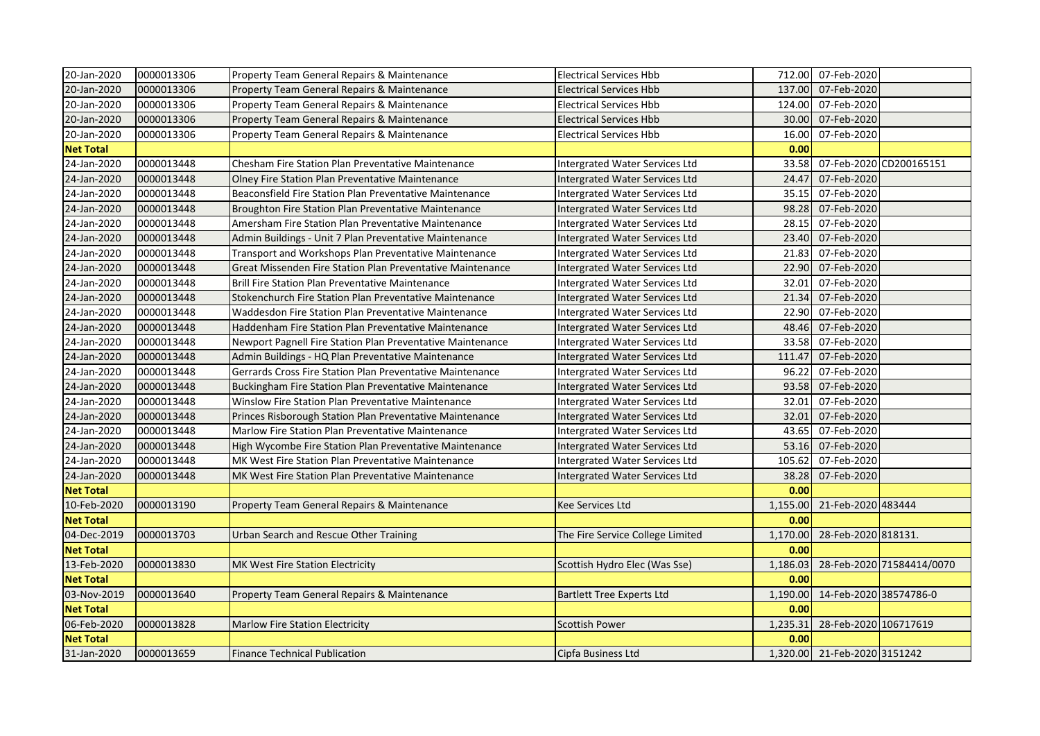| | | | | | | |
|---|---|---|---|---|---|---|
| 20-Jan-2020 | 0000013306 | Property Team General Repairs & Maintenance | Electrical Services Hbb | 712.00 | 07-Feb-2020 | |
| 20-Jan-2020 | 0000013306 | Property Team General Repairs & Maintenance | Electrical Services Hbb | 137.00 | 07-Feb-2020 | |
| 20-Jan-2020 | 0000013306 | Property Team General Repairs & Maintenance | Electrical Services Hbb | 124.00 | 07-Feb-2020 | |
| 20-Jan-2020 | 0000013306 | Property Team General Repairs & Maintenance | Electrical Services Hbb | 30.00 | 07-Feb-2020 | |
| 20-Jan-2020 | 0000013306 | Property Team General Repairs & Maintenance | Electrical Services Hbb | 16.00 | 07-Feb-2020 | |
| **Net Total** | | | | **0.00** | | |
| 24-Jan-2020 | 0000013448 | Chesham Fire Station Plan Preventative Maintenance | Intergrated Water Services Ltd | 33.58 | 07-Feb-2020 | CD200165151 |
| 24-Jan-2020 | 0000013448 | Olney Fire Station Plan Preventative Maintenance | Intergrated Water Services Ltd | 24.47 | 07-Feb-2020 | |
| 24-Jan-2020 | 0000013448 | Beaconsfield Fire Station Plan Preventative Maintenance | Intergrated Water Services Ltd | 35.15 | 07-Feb-2020 | |
| 24-Jan-2020 | 0000013448 | Broughton Fire Station Plan Preventative Maintenance | Intergrated Water Services Ltd | 98.28 | 07-Feb-2020 | |
| 24-Jan-2020 | 0000013448 | Amersham Fire Station Plan Preventative Maintenance | Intergrated Water Services Ltd | 28.15 | 07-Feb-2020 | |
| 24-Jan-2020 | 0000013448 | Admin Buildings - Unit 7 Plan Preventative Maintenance | Intergrated Water Services Ltd | 23.40 | 07-Feb-2020 | |
| 24-Jan-2020 | 0000013448 | Transport and Workshops Plan Preventative Maintenance | Intergrated Water Services Ltd | 21.83 | 07-Feb-2020 | |
| 24-Jan-2020 | 0000013448 | Great Missenden Fire Station Plan Preventative Maintenance | Intergrated Water Services Ltd | 22.90 | 07-Feb-2020 | |
| 24-Jan-2020 | 0000013448 | Brill Fire Station Plan Preventative Maintenance | Intergrated Water Services Ltd | 32.01 | 07-Feb-2020 | |
| 24-Jan-2020 | 0000013448 | Stokenchurch Fire Station Plan Preventative Maintenance | Intergrated Water Services Ltd | 21.34 | 07-Feb-2020 | |
| 24-Jan-2020 | 0000013448 | Waddesdon Fire Station Plan Preventative Maintenance | Intergrated Water Services Ltd | 22.90 | 07-Feb-2020 | |
| 24-Jan-2020 | 0000013448 | Haddenham Fire Station Plan Preventative Maintenance | Intergrated Water Services Ltd | 48.46 | 07-Feb-2020 | |
| 24-Jan-2020 | 0000013448 | Newport Pagnell Fire Station Plan Preventative Maintenance | Intergrated Water Services Ltd | 33.58 | 07-Feb-2020 | |
| 24-Jan-2020 | 0000013448 | Admin Buildings - HQ Plan Preventative Maintenance | Intergrated Water Services Ltd | 111.47 | 07-Feb-2020 | |
| 24-Jan-2020 | 0000013448 | Gerrards Cross Fire Station Plan Preventative Maintenance | Intergrated Water Services Ltd | 96.22 | 07-Feb-2020 | |
| 24-Jan-2020 | 0000013448 | Buckingham Fire Station Plan Preventative Maintenance | Intergrated Water Services Ltd | 93.58 | 07-Feb-2020 | |
| 24-Jan-2020 | 0000013448 | Winslow Fire Station Plan Preventative Maintenance | Intergrated Water Services Ltd | 32.01 | 07-Feb-2020 | |
| 24-Jan-2020 | 0000013448 | Princes Risborough Station Plan Preventative Maintenance | Intergrated Water Services Ltd | 32.01 | 07-Feb-2020 | |
| 24-Jan-2020 | 0000013448 | Marlow Fire Station Plan Preventative Maintenance | Intergrated Water Services Ltd | 43.65 | 07-Feb-2020 | |
| 24-Jan-2020 | 0000013448 | High Wycombe Fire Station Plan Preventative Maintenance | Intergrated Water Services Ltd | 53.16 | 07-Feb-2020 | |
| 24-Jan-2020 | 0000013448 | MK West Fire Station Plan Preventative Maintenance | Intergrated Water Services Ltd | 105.62 | 07-Feb-2020 | |
| 24-Jan-2020 | 0000013448 | MK West Fire Station Plan Preventative Maintenance | Intergrated Water Services Ltd | 38.28 | 07-Feb-2020 | |
| **Net Total** | | | | **0.00** | | |
| 10-Feb-2020 | 0000013190 | Property Team General Repairs & Maintenance | Kee Services Ltd | 1,155.00 | 21-Feb-2020 | 483444 |
| **Net Total** | | | | **0.00** | | |
| 04-Dec-2019 | 0000013703 | Urban Search and Rescue Other Training | The Fire Service College Limited | 1,170.00 | 28-Feb-2020 | 818131. |
| **Net Total** | | | | **0.00** | | |
| 13-Feb-2020 | 0000013830 | MK West Fire Station Electricity | Scottish Hydro Elec (Was Sse) | 1,186.03 | 28-Feb-2020 | 71584414/0070 |
| **Net Total** | | | | **0.00** | | |
| 03-Nov-2019 | 0000013640 | Property Team General Repairs & Maintenance | Bartlett Tree Experts Ltd | 1,190.00 | 14-Feb-2020 | 38574786-0 |
| **Net Total** | | | | **0.00** | | |
| 06-Feb-2020 | 0000013828 | Marlow Fire Station Electricity | Scottish Power | 1,235.31 | 28-Feb-2020 | 106717619 |
| **Net Total** | | | | **0.00** | | |
| 31-Jan-2020 | 0000013659 | Finance Technical Publication | Cipfa Business Ltd | 1,320.00 | 21-Feb-2020 | 3151242 |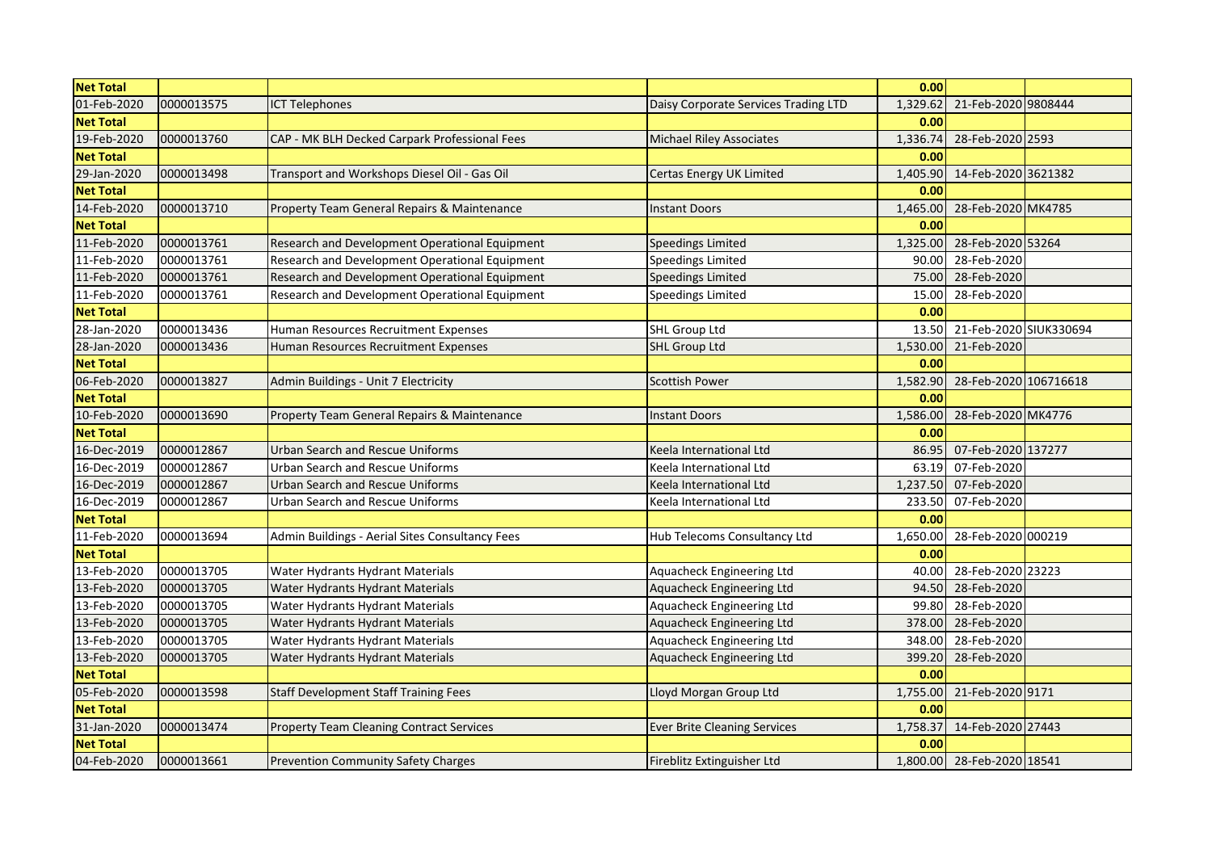| | | | | | | |
|---|---|---|---|---|---|---|
| **Net Total** | | | | **0.00** | | |
| 01-Feb-2020 | 0000013575 | ICT Telephones | Daisy Corporate Services Trading LTD | 1,329.62 | 21-Feb-2020 | 9808444 |
| **Net Total** | | | | **0.00** | | |
| 19-Feb-2020 | 0000013760 | CAP - MK BLH Decked Carpark Professional Fees | Michael Riley Associates | 1,336.74 | 28-Feb-2020 | 2593 |
| **Net Total** | | | | **0.00** | | |
| 29-Jan-2020 | 0000013498 | Transport and Workshops Diesel Oil - Gas Oil | Certas Energy UK Limited | 1,405.90 | 14-Feb-2020 | 3621382 |
| **Net Total** | | | | **0.00** | | |
| 14-Feb-2020 | 0000013710 | Property Team General Repairs & Maintenance | Instant Doors | 1,465.00 | 28-Feb-2020 | MK4785 |
| **Net Total** | | | | **0.00** | | |
| 11-Feb-2020 | 0000013761 | Research and Development Operational Equipment | Speedings Limited | 1,325.00 | 28-Feb-2020 | 53264 |
| 11-Feb-2020 | 0000013761 | Research and Development Operational Equipment | Speedings Limited | 90.00 | 28-Feb-2020 | |
| 11-Feb-2020 | 0000013761 | Research and Development Operational Equipment | Speedings Limited | 75.00 | 28-Feb-2020 | |
| 11-Feb-2020 | 0000013761 | Research and Development Operational Equipment | Speedings Limited | 15.00 | 28-Feb-2020 | |
| **Net Total** | | | | **0.00** | | |
| 28-Jan-2020 | 0000013436 | Human Resources Recruitment Expenses | SHL Group Ltd | 13.50 | 21-Feb-2020 | SIUK330694 |
| 28-Jan-2020 | 0000013436 | Human Resources Recruitment Expenses | SHL Group Ltd | 1,530.00 | 21-Feb-2020 | |
| **Net Total** | | | | **0.00** | | |
| 06-Feb-2020 | 0000013827 | Admin Buildings - Unit 7 Electricity | Scottish Power | 1,582.90 | 28-Feb-2020 | 106716618 |
| **Net Total** | | | | **0.00** | | |
| 10-Feb-2020 | 0000013690 | Property Team General Repairs & Maintenance | Instant Doors | 1,586.00 | 28-Feb-2020 | MK4776 |
| **Net Total** | | | | **0.00** | | |
| 16-Dec-2019 | 0000012867 | Urban Search and Rescue Uniforms | Keela International Ltd | 86.95 | 07-Feb-2020 | 137277 |
| 16-Dec-2019 | 0000012867 | Urban Search and Rescue Uniforms | Keela International Ltd | 63.19 | 07-Feb-2020 | |
| 16-Dec-2019 | 0000012867 | Urban Search and Rescue Uniforms | Keela International Ltd | 1,237.50 | 07-Feb-2020 | |
| 16-Dec-2019 | 0000012867 | Urban Search and Rescue Uniforms | Keela International Ltd | 233.50 | 07-Feb-2020 | |
| **Net Total** | | | | **0.00** | | |
| 11-Feb-2020 | 0000013694 | Admin Buildings - Aerial Sites Consultancy Fees | Hub Telecoms Consultancy Ltd | 1,650.00 | 28-Feb-2020 | 000219 |
| **Net Total** | | | | **0.00** | | |
| 13-Feb-2020 | 0000013705 | Water Hydrants Hydrant Materials | Aquacheck Engineering Ltd | 40.00 | 28-Feb-2020 | 23223 |
| 13-Feb-2020 | 0000013705 | Water Hydrants Hydrant Materials | Aquacheck Engineering Ltd | 94.50 | 28-Feb-2020 | |
| 13-Feb-2020 | 0000013705 | Water Hydrants Hydrant Materials | Aquacheck Engineering Ltd | 99.80 | 28-Feb-2020 | |
| 13-Feb-2020 | 0000013705 | Water Hydrants Hydrant Materials | Aquacheck Engineering Ltd | 378.00 | 28-Feb-2020 | |
| 13-Feb-2020 | 0000013705 | Water Hydrants Hydrant Materials | Aquacheck Engineering Ltd | 348.00 | 28-Feb-2020 | |
| 13-Feb-2020 | 0000013705 | Water Hydrants Hydrant Materials | Aquacheck Engineering Ltd | 399.20 | 28-Feb-2020 | |
| **Net Total** | | | | **0.00** | | |
| 05-Feb-2020 | 0000013598 | Staff Development Staff Training Fees | Lloyd Morgan Group Ltd | 1,755.00 | 21-Feb-2020 | 9171 |
| **Net Total** | | | | **0.00** | | |
| 31-Jan-2020 | 0000013474 | Property Team Cleaning Contract Services | Ever Brite Cleaning Services | 1,758.37 | 14-Feb-2020 | 27443 |
| **Net Total** | | | | **0.00** | | |
| 04-Feb-2020 | 0000013661 | Prevention Community Safety Charges | Fireblitz Extinguisher Ltd | 1,800.00 | 28-Feb-2020 | 18541 |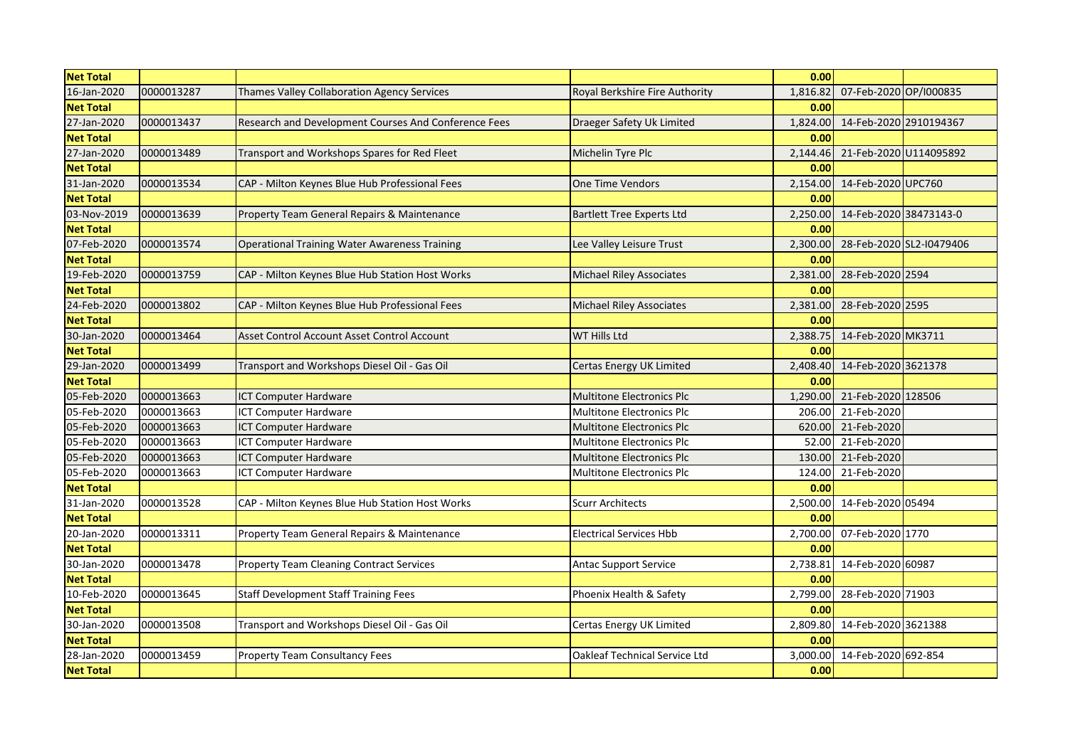| Net Total | | | | 0.00 | | |
|---|---|---|---|---|---|---|
| 16-Jan-2020 | 0000013287 | Thames Valley Collaboration Agency Services | Royal Berkshire Fire Authority | 1,816.82 | 07-Feb-2020 | OP/I000835 |
| Net Total | | | | 0.00 | | |
| 27-Jan-2020 | 0000013437 | Research and Development Courses And Conference Fees | Draeger Safety Uk Limited | 1,824.00 | 14-Feb-2020 | 2910194367 |
| Net Total | | | | 0.00 | | |
| 27-Jan-2020 | 0000013489 | Transport and Workshops Spares for Red Fleet | Michelin Tyre Plc | 2,144.46 | 21-Feb-2020 | U114095892 |
| Net Total | | | | 0.00 | | |
| 31-Jan-2020 | 0000013534 | CAP - Milton Keynes Blue Hub Professional Fees | One Time Vendors | 2,154.00 | 14-Feb-2020 | UPC760 |
| Net Total | | | | 0.00 | | |
| 03-Nov-2019 | 0000013639 | Property Team General Repairs & Maintenance | Bartlett Tree Experts Ltd | 2,250.00 | 14-Feb-2020 | 38473143-0 |
| Net Total | | | | 0.00 | | |
| 07-Feb-2020 | 0000013574 | Operational Training Water Awareness Training | Lee Valley Leisure Trust | 2,300.00 | 28-Feb-2020 | SL2-I0479406 |
| Net Total | | | | 0.00 | | |
| 19-Feb-2020 | 0000013759 | CAP - Milton Keynes Blue Hub Station Host Works | Michael Riley Associates | 2,381.00 | 28-Feb-2020 | 2594 |
| Net Total | | | | 0.00 | | |
| 24-Feb-2020 | 0000013802 | CAP - Milton Keynes Blue Hub Professional Fees | Michael Riley Associates | 2,381.00 | 28-Feb-2020 | 2595 |
| Net Total | | | | 0.00 | | |
| 30-Jan-2020 | 0000013464 | Asset Control Account Asset Control Account | WT Hills Ltd | 2,388.75 | 14-Feb-2020 | MK3711 |
| Net Total | | | | 0.00 | | |
| 29-Jan-2020 | 0000013499 | Transport and Workshops Diesel Oil - Gas Oil | Certas Energy UK Limited | 2,408.40 | 14-Feb-2020 | 3621378 |
| Net Total | | | | 0.00 | | |
| 05-Feb-2020 | 0000013663 | ICT Computer Hardware | Multitone Electronics Plc | 1,290.00 | 21-Feb-2020 | 128506 |
| 05-Feb-2020 | 0000013663 | ICT Computer Hardware | Multitone Electronics Plc | 206.00 | 21-Feb-2020 | |
| 05-Feb-2020 | 0000013663 | ICT Computer Hardware | Multitone Electronics Plc | 620.00 | 21-Feb-2020 | |
| 05-Feb-2020 | 0000013663 | ICT Computer Hardware | Multitone Electronics Plc | 52.00 | 21-Feb-2020 | |
| 05-Feb-2020 | 0000013663 | ICT Computer Hardware | Multitone Electronics Plc | 130.00 | 21-Feb-2020 | |
| 05-Feb-2020 | 0000013663 | ICT Computer Hardware | Multitone Electronics Plc | 124.00 | 21-Feb-2020 | |
| Net Total | | | | 0.00 | | |
| 31-Jan-2020 | 0000013528 | CAP - Milton Keynes Blue Hub Station Host Works | Scurr Architects | 2,500.00 | 14-Feb-2020 | 05494 |
| Net Total | | | | 0.00 | | |
| 20-Jan-2020 | 0000013311 | Property Team General Repairs & Maintenance | Electrical Services Hbb | 2,700.00 | 07-Feb-2020 | 1770 |
| Net Total | | | | 0.00 | | |
| 30-Jan-2020 | 0000013478 | Property Team Cleaning Contract Services | Antac Support Service | 2,738.81 | 14-Feb-2020 | 60987 |
| Net Total | | | | 0.00 | | |
| 10-Feb-2020 | 0000013645 | Staff Development Staff Training Fees | Phoenix Health & Safety | 2,799.00 | 28-Feb-2020 | 71903 |
| Net Total | | | | 0.00 | | |
| 30-Jan-2020 | 0000013508 | Transport and Workshops Diesel Oil - Gas Oil | Certas Energy UK Limited | 2,809.80 | 14-Feb-2020 | 3621388 |
| Net Total | | | | 0.00 | | |
| 28-Jan-2020 | 0000013459 | Property Team Consultancy Fees | Oakleaf Technical Service Ltd | 3,000.00 | 14-Feb-2020 | 692-854 |
| Net Total | | | | 0.00 | | |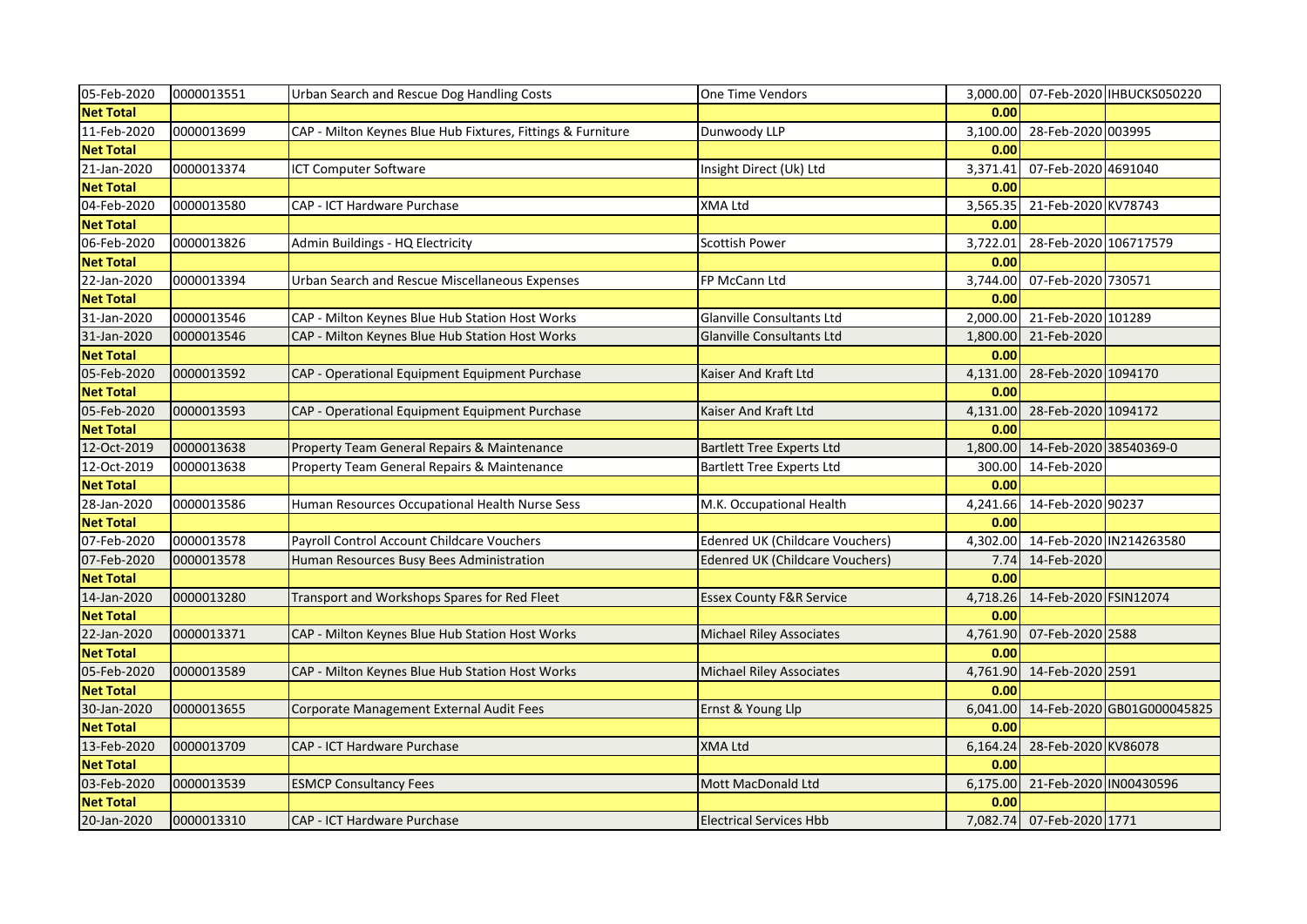| | | | | | | |
|---|---|---|---|---|---|---|
| 05-Feb-2020 | 0000013551 | Urban Search and Rescue Dog Handling Costs | One Time Vendors | 3,000.00 | 07-Feb-2020 | IHBUCKS050220 |
| **Net Total** | | | | **0.00** | | |
| 11-Feb-2020 | 0000013699 | CAP - Milton Keynes Blue Hub Fixtures, Fittings & Furniture | Dunwoody LLP | 3,100.00 | 28-Feb-2020 | 003995 |
| **Net Total** | | | | **0.00** | | |
| 21-Jan-2020 | 0000013374 | ICT Computer Software | Insight Direct (Uk) Ltd | 3,371.41 | 07-Feb-2020 | 4691040 |
| **Net Total** | | | | **0.00** | | |
| 04-Feb-2020 | 0000013580 | CAP - ICT Hardware Purchase | XMA Ltd | 3,565.35 | 21-Feb-2020 | KV78743 |
| **Net Total** | | | | **0.00** | | |
| 06-Feb-2020 | 0000013826 | Admin Buildings - HQ Electricity | Scottish Power | 3,722.01 | 28-Feb-2020 | 106717579 |
| **Net Total** | | | | **0.00** | | |
| 22-Jan-2020 | 0000013394 | Urban Search and Rescue Miscellaneous Expenses | FP McCann Ltd | 3,744.00 | 07-Feb-2020 | 730571 |
| **Net Total** | | | | **0.00** | | |
| 31-Jan-2020 | 0000013546 | CAP - Milton Keynes Blue Hub Station Host Works | Glanville Consultants Ltd | 2,000.00 | 21-Feb-2020 | 101289 |
| 31-Jan-2020 | 0000013546 | CAP - Milton Keynes Blue Hub Station Host Works | Glanville Consultants Ltd | 1,800.00 | 21-Feb-2020 | |
| **Net Total** | | | | **0.00** | | |
| 05-Feb-2020 | 0000013592 | CAP - Operational Equipment Equipment Purchase | Kaiser And Kraft Ltd | 4,131.00 | 28-Feb-2020 | 1094170 |
| **Net Total** | | | | **0.00** | | |
| 05-Feb-2020 | 0000013593 | CAP - Operational Equipment Equipment Purchase | Kaiser And Kraft Ltd | 4,131.00 | 28-Feb-2020 | 1094172 |
| **Net Total** | | | | **0.00** | | |
| 12-Oct-2019 | 0000013638 | Property Team General Repairs & Maintenance | Bartlett Tree Experts Ltd | 1,800.00 | 14-Feb-2020 | 38540369-0 |
| 12-Oct-2019 | 0000013638 | Property Team General Repairs & Maintenance | Bartlett Tree Experts Ltd | 300.00 | 14-Feb-2020 | |
| **Net Total** | | | | **0.00** | | |
| 28-Jan-2020 | 0000013586 | Human Resources Occupational Health Nurse Sess | M.K. Occupational Health | 4,241.66 | 14-Feb-2020 | 90237 |
| **Net Total** | | | | **0.00** | | |
| 07-Feb-2020 | 0000013578 | Payroll Control Account Childcare Vouchers | Edenred UK (Childcare Vouchers) | 4,302.00 | 14-Feb-2020 | IN214263580 |
| 07-Feb-2020 | 0000013578 | Human Resources Busy Bees Administration | Edenred UK (Childcare Vouchers) | 7.74 | 14-Feb-2020 | |
| **Net Total** | | | | **0.00** | | |
| 14-Jan-2020 | 0000013280 | Transport and Workshops Spares for Red Fleet | Essex County F&R Service | 4,718.26 | 14-Feb-2020 | FSIN12074 |
| **Net Total** | | | | **0.00** | | |
| 22-Jan-2020 | 0000013371 | CAP - Milton Keynes Blue Hub Station Host Works | Michael Riley Associates | 4,761.90 | 07-Feb-2020 | 2588 |
| **Net Total** | | | | **0.00** | | |
| 05-Feb-2020 | 0000013589 | CAP - Milton Keynes Blue Hub Station Host Works | Michael Riley Associates | 4,761.90 | 14-Feb-2020 | 2591 |
| **Net Total** | | | | **0.00** | | |
| 30-Jan-2020 | 0000013655 | Corporate Management External Audit Fees | Ernst & Young Llp | 6,041.00 | 14-Feb-2020 | GB01G000045825 |
| **Net Total** | | | | **0.00** | | |
| 13-Feb-2020 | 0000013709 | CAP - ICT Hardware Purchase | XMA Ltd | 6,164.24 | 28-Feb-2020 | KV86078 |
| **Net Total** | | | | **0.00** | | |
| 03-Feb-2020 | 0000013539 | ESMCP Consultancy Fees | Mott MacDonald Ltd | 6,175.00 | 21-Feb-2020 | IN00430596 |
| **Net Total** | | | | **0.00** | | |
| 20-Jan-2020 | 0000013310 | CAP - ICT Hardware Purchase | Electrical Services Hbb | 7,082.74 | 07-Feb-2020 | 1771 |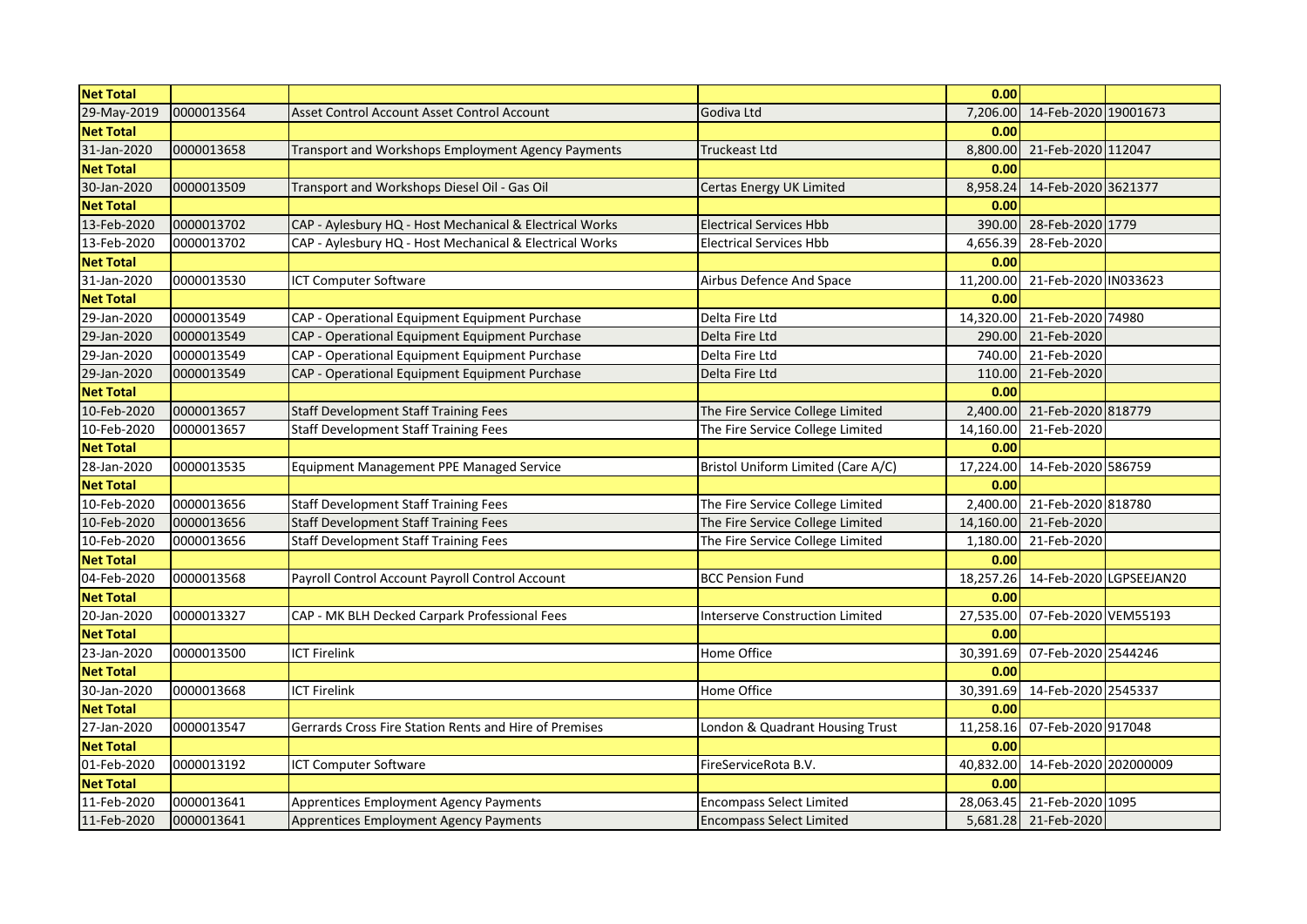| Net Total | | | | 0.00 | | |
|---|---|---|---|---|---|---|
| 29-May-2019 | 0000013564 | Asset Control Account Asset Control Account | Godiva Ltd | 7,206.00 | 14-Feb-2020 | 19001673 |
| **Net Total** | | | | **0.00** | | |
| 31-Jan-2020 | 0000013658 | Transport and Workshops Employment Agency Payments | Truckeast Ltd | 8,800.00 | 21-Feb-2020 | 112047 |
| **Net Total** | | | | **0.00** | | |
| 30-Jan-2020 | 0000013509 | Transport and Workshops Diesel Oil - Gas Oil | Certas Energy UK Limited | 8,958.24 | 14-Feb-2020 | 3621377 |
| **Net Total** | | | | **0.00** | | |
| 13-Feb-2020 | 0000013702 | CAP - Aylesbury HQ - Host Mechanical & Electrical Works | Electrical Services Hbb | 390.00 | 28-Feb-2020 | 1779 |
| 13-Feb-2020 | 0000013702 | CAP - Aylesbury HQ - Host Mechanical & Electrical Works | Electrical Services Hbb | 4,656.39 | 28-Feb-2020 | |
| **Net Total** | | | | **0.00** | | |
| 31-Jan-2020 | 0000013530 | ICT Computer Software | Airbus Defence And Space | 11,200.00 | 21-Feb-2020 | IN033623 |
| **Net Total** | | | | **0.00** | | |
| 29-Jan-2020 | 0000013549 | CAP - Operational Equipment Equipment Purchase | Delta Fire Ltd | 14,320.00 | 21-Feb-2020 | 74980 |
| 29-Jan-2020 | 0000013549 | CAP - Operational Equipment Equipment Purchase | Delta Fire Ltd | 290.00 | 21-Feb-2020 | |
| 29-Jan-2020 | 0000013549 | CAP - Operational Equipment Equipment Purchase | Delta Fire Ltd | 740.00 | 21-Feb-2020 | |
| 29-Jan-2020 | 0000013549 | CAP - Operational Equipment Equipment Purchase | Delta Fire Ltd | 110.00 | 21-Feb-2020 | |
| **Net Total** | | | | **0.00** | | |
| 10-Feb-2020 | 0000013657 | Staff Development Staff Training Fees | The Fire Service College Limited | 2,400.00 | 21-Feb-2020 | 818779 |
| 10-Feb-2020 | 0000013657 | Staff Development Staff Training Fees | The Fire Service College Limited | 14,160.00 | 21-Feb-2020 | |
| **Net Total** | | | | **0.00** | | |
| 28-Jan-2020 | 0000013535 | Equipment Management PPE Managed Service | Bristol Uniform Limited (Care A/C) | 17,224.00 | 14-Feb-2020 | 586759 |
| **Net Total** | | | | **0.00** | | |
| 10-Feb-2020 | 0000013656 | Staff Development Staff Training Fees | The Fire Service College Limited | 2,400.00 | 21-Feb-2020 | 818780 |
| 10-Feb-2020 | 0000013656 | Staff Development Staff Training Fees | The Fire Service College Limited | 14,160.00 | 21-Feb-2020 | |
| 10-Feb-2020 | 0000013656 | Staff Development Staff Training Fees | The Fire Service College Limited | 1,180.00 | 21-Feb-2020 | |
| **Net Total** | | | | **0.00** | | |
| 04-Feb-2020 | 0000013568 | Payroll Control Account Payroll Control Account | BCC Pension Fund | 18,257.26 | 14-Feb-2020 | LGPSEEJAN20 |
| **Net Total** | | | | **0.00** | | |
| 20-Jan-2020 | 0000013327 | CAP - MK BLH Decked Carpark Professional Fees | Interserve Construction Limited | 27,535.00 | 07-Feb-2020 | VEM55193 |
| **Net Total** | | | | **0.00** | | |
| 23-Jan-2020 | 0000013500 | ICT Firelink | Home Office | 30,391.69 | 07-Feb-2020 | 2544246 |
| **Net Total** | | | | **0.00** | | |
| 30-Jan-2020 | 0000013668 | ICT Firelink | Home Office | 30,391.69 | 14-Feb-2020 | 2545337 |
| **Net Total** | | | | **0.00** | | |
| 27-Jan-2020 | 0000013547 | Gerrards Cross Fire Station Rents and Hire of Premises | London & Quadrant Housing Trust | 11,258.16 | 07-Feb-2020 | 917048 |
| **Net Total** | | | | **0.00** | | |
| 01-Feb-2020 | 0000013192 | ICT Computer Software | FireServiceRota B.V. | 40,832.00 | 14-Feb-2020 | 202000009 |
| **Net Total** | | | | **0.00** | | |
| 11-Feb-2020 | 0000013641 | Apprentices Employment Agency Payments | Encompass Select Limited | 28,063.45 | 21-Feb-2020 | 1095 |
| 11-Feb-2020 | 0000013641 | Apprentices Employment Agency Payments | Encompass Select Limited | 5,681.28 | 21-Feb-2020 | |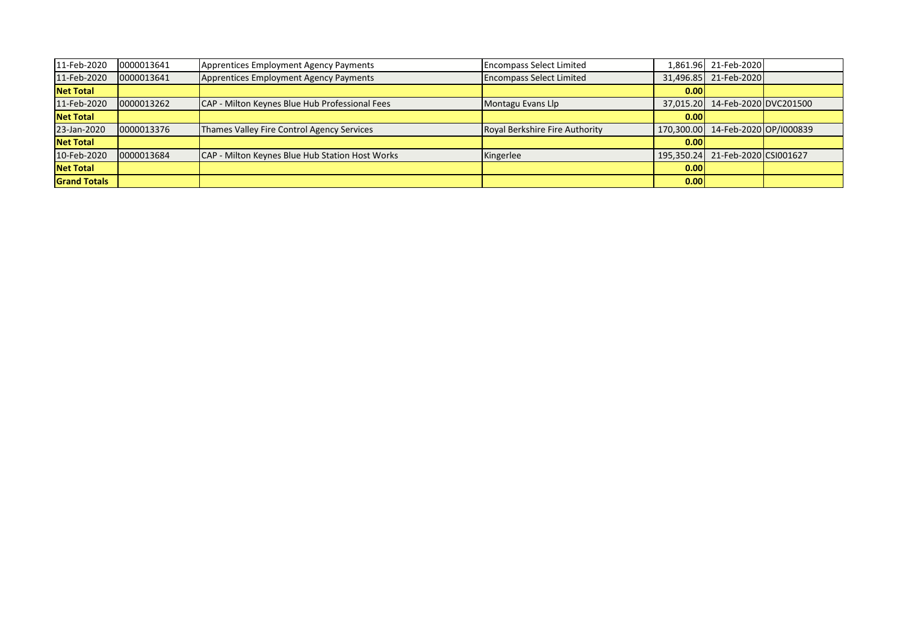| | | | | | | |
|---|---|---|---|---|---|---|
| 11-Feb-2020 | 0000013641 | Apprentices Employment Agency Payments | Encompass Select Limited | 1,861.96 | 21-Feb-2020 | |
| 11-Feb-2020 | 0000013641 | Apprentices Employment Agency Payments | Encompass Select Limited | 31,496.85 | 21-Feb-2020 | |
| **Net Total** | | | | **0.00** | | |
| 11-Feb-2020 | 0000013262 | CAP - Milton Keynes Blue Hub Professional Fees | Montagu Evans Llp | 37,015.20 | 14-Feb-2020 | DVC201500 |
| **Net Total** | | | | **0.00** | | |
| 23-Jan-2020 | 0000013376 | Thames Valley Fire Control Agency Services | Royal Berkshire Fire Authority | 170,300.00 | 14-Feb-2020 | OP/I000839 |
| **Net Total** | | | | **0.00** | | |
| 10-Feb-2020 | 0000013684 | CAP - Milton Keynes Blue Hub Station Host Works | Kingerlee | 195,350.24 | 21-Feb-2020 | CSI001627 |
| **Net Total** | | | | **0.00** | | |
| **Grand Totals** | | | | **0.00** | | |